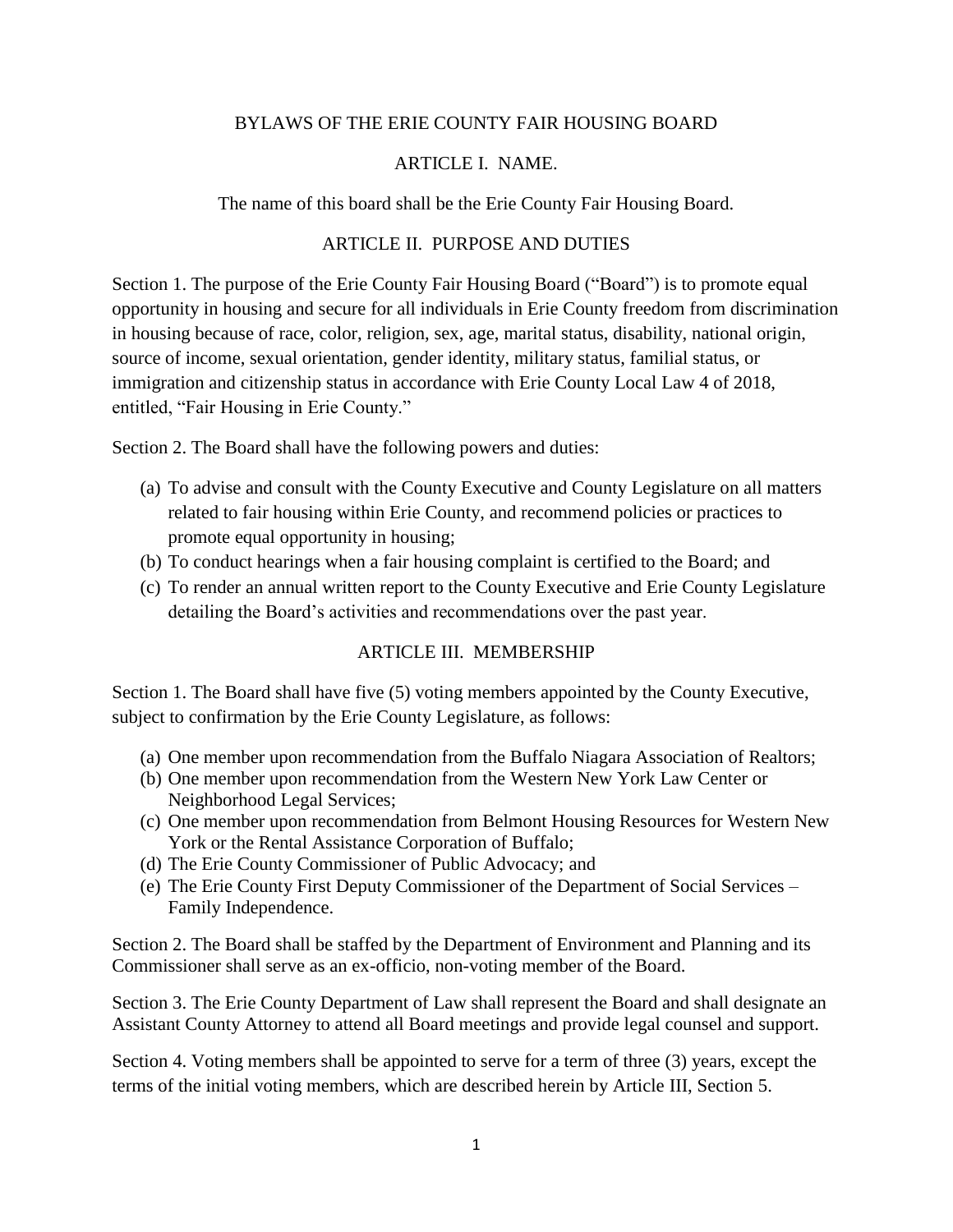# BYLAWS OF THE ERIE COUNTY FAIR HOUSING BOARD

## ARTICLE I. NAME.

The name of this board shall be the Erie County Fair Housing Board.

## ARTICLE II. PURPOSE AND DUTIES

Section 1. The purpose of the Erie County Fair Housing Board ("Board") is to promote equal opportunity in housing and secure for all individuals in Erie County freedom from discrimination in housing because of race, color, religion, sex, age, marital status, disability, national origin, source of income, sexual orientation, gender identity, military status, familial status, or immigration and citizenship status in accordance with Erie County Local Law 4 of 2018, entitled, "Fair Housing in Erie County."

Section 2. The Board shall have the following powers and duties:

(a) To advise and consult with the County Executive and County Legislature on all matters related to fair housing within Erie County, and recommend policies or practices to promote equal opportunity in housing;
(b) To conduct hearings when a fair housing complaint is certified to the Board; and
(c) To render an annual written report to the County Executive and Erie County Legislature detailing the Board's activities and recommendations over the past year.

## ARTICLE III. MEMBERSHIP

Section 1. The Board shall have five (5) voting members appointed by the County Executive, subject to confirmation by the Erie County Legislature, as follows:

(a) One member upon recommendation from the Buffalo Niagara Association of Realtors;
(b) One member upon recommendation from the Western New York Law Center or Neighborhood Legal Services;
(c) One member upon recommendation from Belmont Housing Resources for Western New York or the Rental Assistance Corporation of Buffalo;
(d) The Erie County Commissioner of Public Advocacy; and
(e) The Erie County First Deputy Commissioner of the Department of Social Services – Family Independence.

Section 2. The Board shall be staffed by the Department of Environment and Planning and its Commissioner shall serve as an ex-officio, non-voting member of the Board.

Section 3. The Erie County Department of Law shall represent the Board and shall designate an Assistant County Attorney to attend all Board meetings and provide legal counsel and support.

Section 4. Voting members shall be appointed to serve for a term of three (3) years, except the terms of the initial voting members, which are described herein by Article III, Section 5.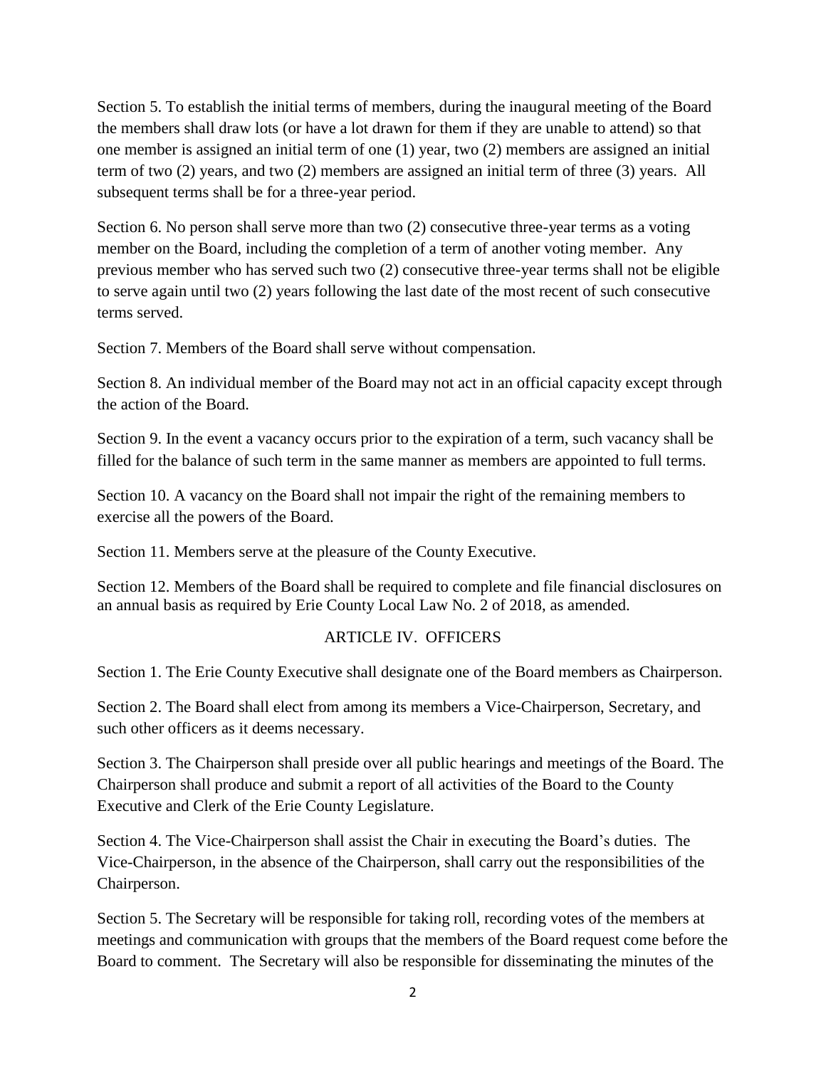Section 5. To establish the initial terms of members, during the inaugural meeting of the Board the members shall draw lots (or have a lot drawn for them if they are unable to attend) so that one member is assigned an initial term of one (1) year, two (2) members are assigned an initial term of two (2) years, and two (2) members are assigned an initial term of three (3) years. All subsequent terms shall be for a three-year period.

Section 6. No person shall serve more than two (2) consecutive three-year terms as a voting member on the Board, including the completion of a term of another voting member. Any previous member who has served such two (2) consecutive three-year terms shall not be eligible to serve again until two (2) years following the last date of the most recent of such consecutive terms served.

Section 7. Members of the Board shall serve without compensation.

Section 8. An individual member of the Board may not act in an official capacity except through the action of the Board.

Section 9. In the event a vacancy occurs prior to the expiration of a term, such vacancy shall be filled for the balance of such term in the same manner as members are appointed to full terms.

Section 10. A vacancy on the Board shall not impair the right of the remaining members to exercise all the powers of the Board.

Section 11. Members serve at the pleasure of the County Executive.

Section 12. Members of the Board shall be required to complete and file financial disclosures on an annual basis as required by Erie County Local Law No. 2 of 2018, as amended.

## ARTICLE IV. OFFICERS

Section 1. The Erie County Executive shall designate one of the Board members as Chairperson.

Section 2. The Board shall elect from among its members a Vice-Chairperson, Secretary, and such other officers as it deems necessary.

Section 3. The Chairperson shall preside over all public hearings and meetings of the Board. The Chairperson shall produce and submit a report of all activities of the Board to the County Executive and Clerk of the Erie County Legislature.

Section 4. The Vice-Chairperson shall assist the Chair in executing the Board's duties. The Vice-Chairperson, in the absence of the Chairperson, shall carry out the responsibilities of the Chairperson.

Section 5. The Secretary will be responsible for taking roll, recording votes of the members at meetings and communication with groups that the members of the Board request come before the Board to comment. The Secretary will also be responsible for disseminating the minutes of the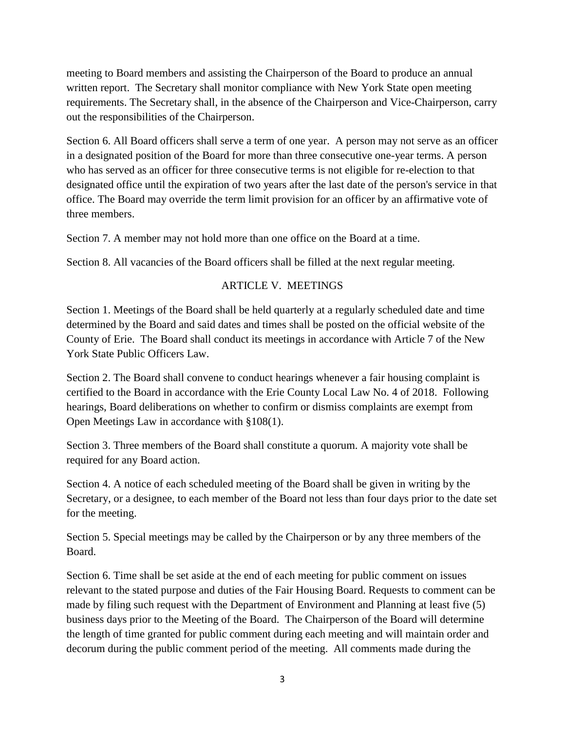meeting to Board members and assisting the Chairperson of the Board to produce an annual written report. The Secretary shall monitor compliance with New York State open meeting requirements. The Secretary shall, in the absence of the Chairperson and Vice-Chairperson, carry out the responsibilities of the Chairperson.

Section 6. All Board officers shall serve a term of one year. A person may not serve as an officer in a designated position of the Board for more than three consecutive one-year terms. A person who has served as an officer for three consecutive terms is not eligible for re-election to that designated office until the expiration of two years after the last date of the person's service in that office. The Board may override the term limit provision for an officer by an affirmative vote of three members.

Section 7. A member may not hold more than one office on the Board at a time.

Section 8. All vacancies of the Board officers shall be filled at the next regular meeting.

## ARTICLE V. MEETINGS

Section 1. Meetings of the Board shall be held quarterly at a regularly scheduled date and time determined by the Board and said dates and times shall be posted on the official website of the County of Erie. The Board shall conduct its meetings in accordance with Article 7 of the New York State Public Officers Law.

Section 2. The Board shall convene to conduct hearings whenever a fair housing complaint is certified to the Board in accordance with the Erie County Local Law No. 4 of 2018. Following hearings, Board deliberations on whether to confirm or dismiss complaints are exempt from Open Meetings Law in accordance with §108(1).

Section 3. Three members of the Board shall constitute a quorum. A majority vote shall be required for any Board action.

Section 4. A notice of each scheduled meeting of the Board shall be given in writing by the Secretary, or a designee, to each member of the Board not less than four days prior to the date set for the meeting.

Section 5. Special meetings may be called by the Chairperson or by any three members of the Board.

Section 6. Time shall be set aside at the end of each meeting for public comment on issues relevant to the stated purpose and duties of the Fair Housing Board. Requests to comment can be made by filing such request with the Department of Environment and Planning at least five (5) business days prior to the Meeting of the Board. The Chairperson of the Board will determine the length of time granted for public comment during each meeting and will maintain order and decorum during the public comment period of the meeting. All comments made during the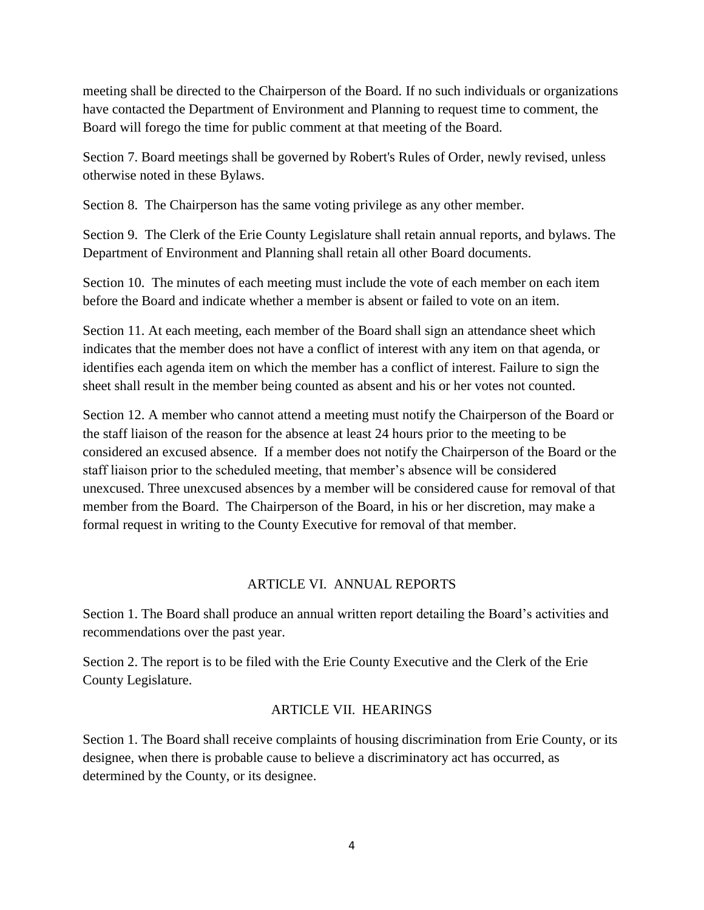meeting shall be directed to the Chairperson of the Board. If no such individuals or organizations have contacted the Department of Environment and Planning to request time to comment, the Board will forego the time for public comment at that meeting of the Board.

Section 7. Board meetings shall be governed by Robert's Rules of Order, newly revised, unless otherwise noted in these Bylaws.

Section 8. The Chairperson has the same voting privilege as any other member.

Section 9. The Clerk of the Erie County Legislature shall retain annual reports, and bylaws. The Department of Environment and Planning shall retain all other Board documents.

Section 10. The minutes of each meeting must include the vote of each member on each item before the Board and indicate whether a member is absent or failed to vote on an item.

Section 11. At each meeting, each member of the Board shall sign an attendance sheet which indicates that the member does not have a conflict of interest with any item on that agenda, or identifies each agenda item on which the member has a conflict of interest. Failure to sign the sheet shall result in the member being counted as absent and his or her votes not counted.

Section 12. A member who cannot attend a meeting must notify the Chairperson of the Board or the staff liaison of the reason for the absence at least 24 hours prior to the meeting to be considered an excused absence. If a member does not notify the Chairperson of the Board or the staff liaison prior to the scheduled meeting, that member's absence will be considered unexcused. Three unexcused absences by a member will be considered cause for removal of that member from the Board. The Chairperson of the Board, in his or her discretion, may make a formal request in writing to the County Executive for removal of that member.

## ARTICLE VI. ANNUAL REPORTS

Section 1. The Board shall produce an annual written report detailing the Board's activities and recommendations over the past year.

Section 2. The report is to be filed with the Erie County Executive and the Clerk of the Erie County Legislature.

## ARTICLE VII. HEARINGS

Section 1. The Board shall receive complaints of housing discrimination from Erie County, or its designee, when there is probable cause to believe a discriminatory act has occurred, as determined by the County, or its designee.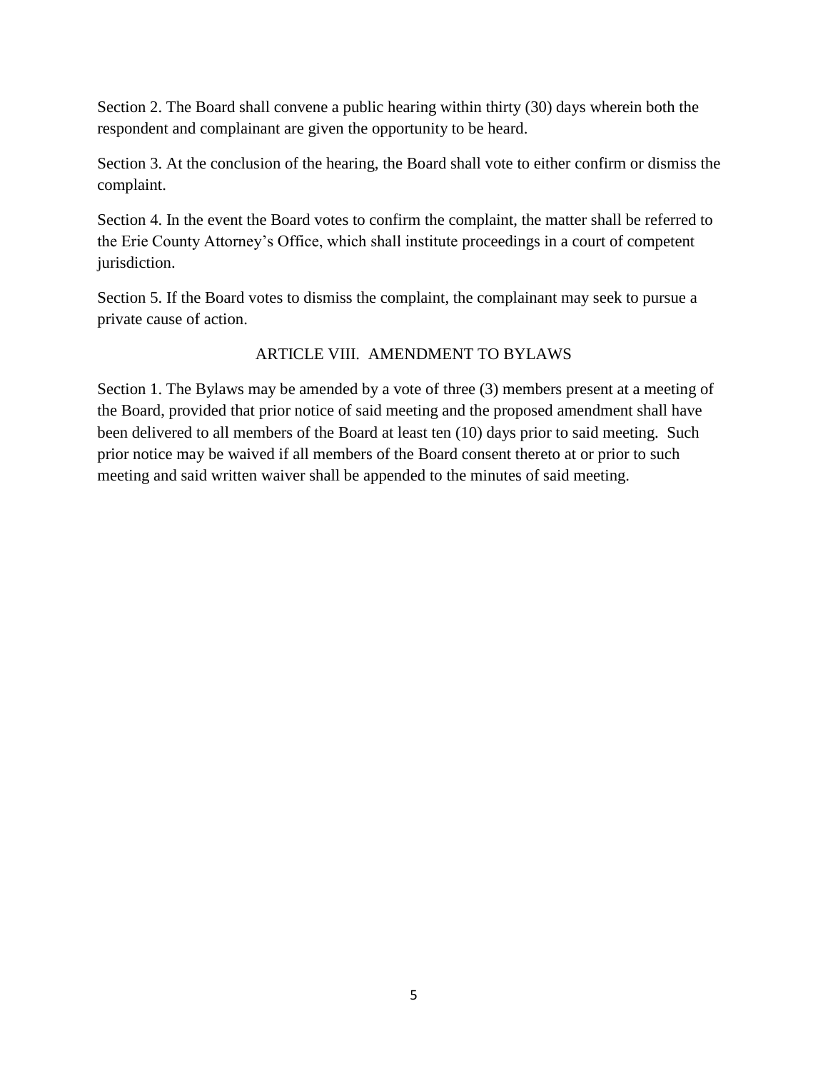Section 2. The Board shall convene a public hearing within thirty (30) days wherein both the respondent and complainant are given the opportunity to be heard.

Section 3. At the conclusion of the hearing, the Board shall vote to either confirm or dismiss the complaint.

Section 4. In the event the Board votes to confirm the complaint, the matter shall be referred to the Erie County Attorney's Office, which shall institute proceedings in a court of competent jurisdiction.

Section 5. If the Board votes to dismiss the complaint, the complainant may seek to pursue a private cause of action.

## ARTICLE VIII. AMENDMENT TO BYLAWS

Section 1. The Bylaws may be amended by a vote of three (3) members present at a meeting of the Board, provided that prior notice of said meeting and the proposed amendment shall have been delivered to all members of the Board at least ten (10) days prior to said meeting. Such prior notice may be waived if all members of the Board consent thereto at or prior to such meeting and said written waiver shall be appended to the minutes of said meeting.